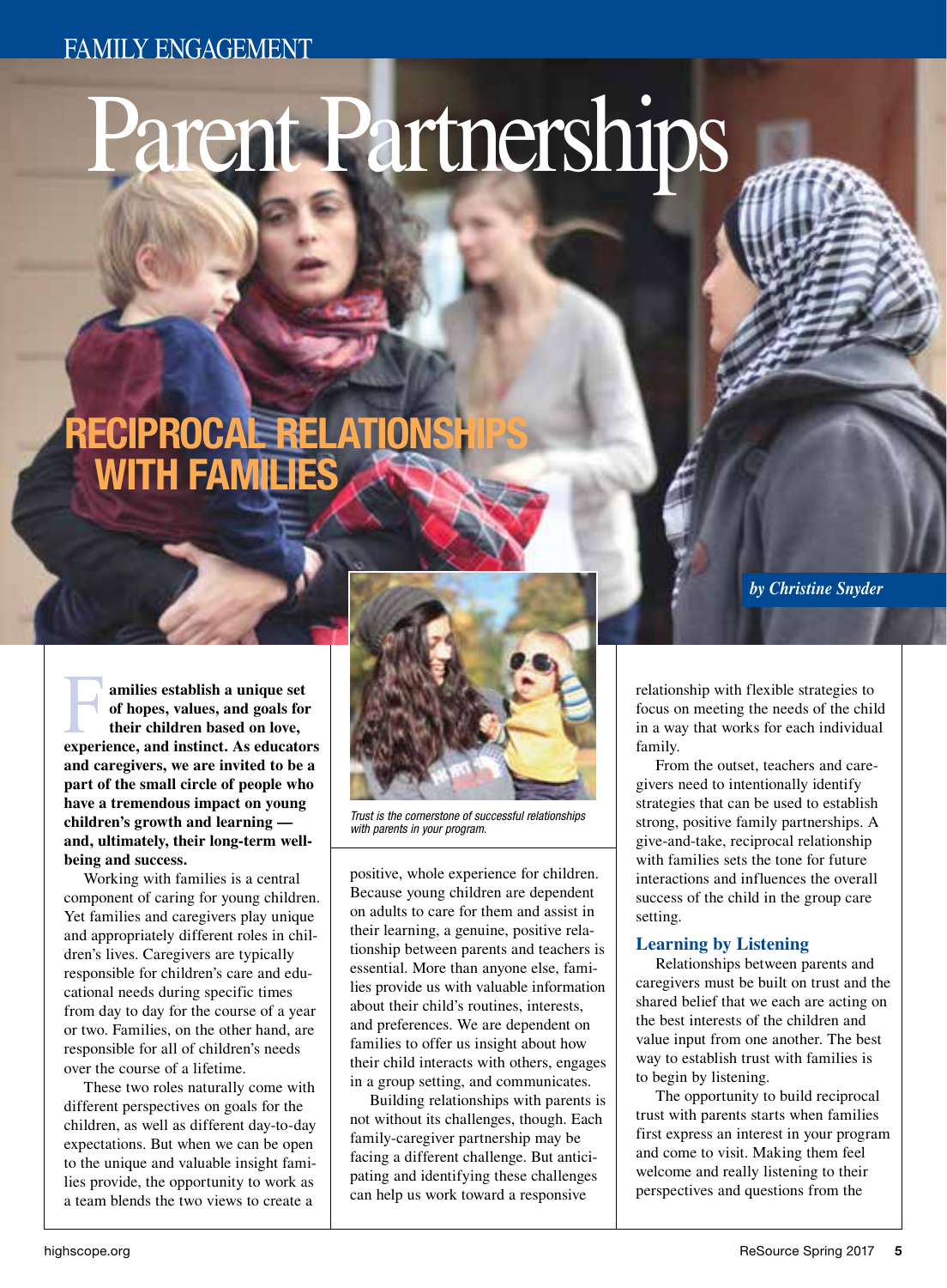FAMILY ENGAGEMENT

# Parent Partnerships

## RECIPROCAL RELATIONSHIPS WITH FAMILIES

*by Christine Snyder*

**Families establish a unique set of hopes, values, and goals for their children based on love, experience, and instinct. As educators and caregivers, we are invited to be a part of the small circle of people who have a tremendous impact on young children's growth and learning — and, ultimately, their long-term well-being and success.**

Working with families is a central component of caring for young children. Yet families and caregivers play unique and appropriately different roles in children's lives. Caregivers are typically responsible for children's care and educational needs during specific times from day to day for the course of a year or two. Families, on the other hand, are responsible for all of children's needs over the course of a lifetime.

These two roles naturally come with different perspectives on goals for the children, as well as different day-to-day expectations. But when we can be open to the unique and valuable insight families provide, the opportunity to work as a team blends the two views to create a positive, whole experience for children. Because young children are dependent on adults to care for them and assist in their learning, a genuine, positive relationship between parents and teachers is essential. More than anyone else, families provide us with valuable information about their child's routines, interests, and preferences. We are dependent on families to offer us insight about how their child interacts with others, engages in a group setting, and communicates.

*Trust is the cornerstone of successful relationships with parents in your program.*

Building relationships with parents is not without its challenges, though. Each family-caregiver partnership may be facing a different challenge. But anticipating and identifying these challenges can help us work toward a responsive relationship with flexible strategies to focus on meeting the needs of the child in a way that works for each individual family.

From the outset, teachers and caregivers need to intentionally identify strategies that can be used to establish strong, positive family partnerships. A give-and-take, reciprocal relationship with families sets the tone for future interactions and influences the overall success of the child in the group care setting.

### Learning by Listening

Relationships between parents and caregivers must be built on trust and the shared belief that we each are acting on the best interests of the children and value input from one another. The best way to establish trust with families is to begin by listening.

The opportunity to build reciprocal trust with parents starts when families first express an interest in your program and come to visit. Making them feel welcome and really listening to their perspectives and questions from the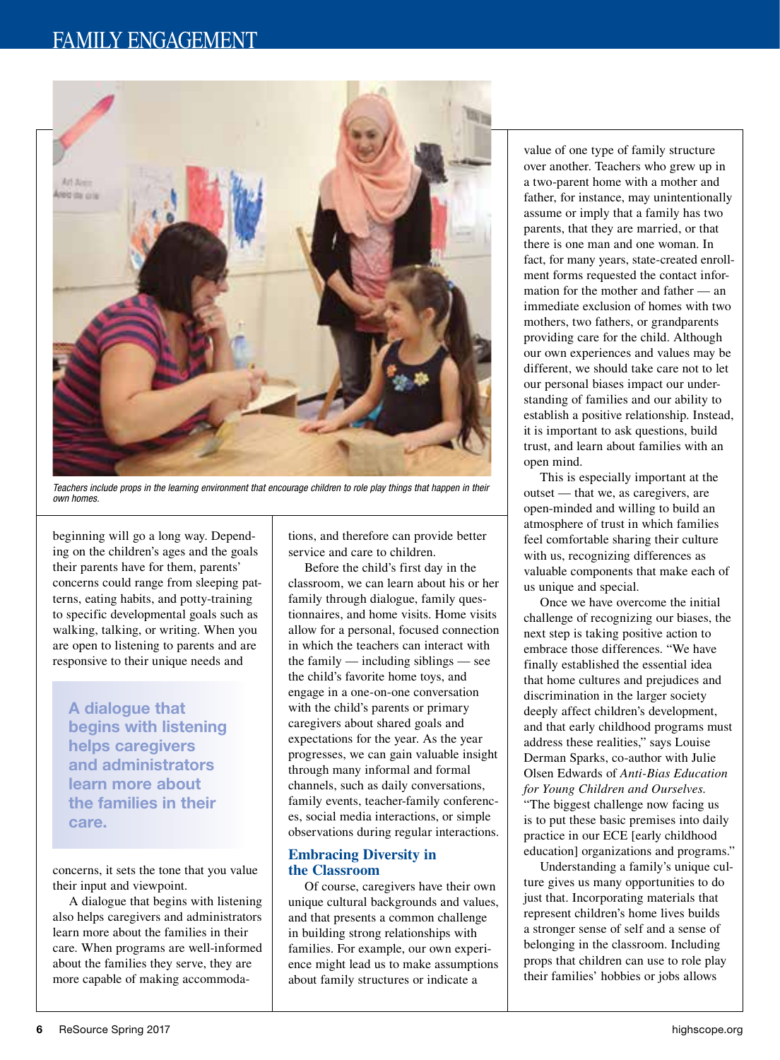Teachers include props in the learning environment that encourage children to role play things that happen in their own homes.

beginning will go a long way. Depending on the children's ages and the goals their parents have for them, parents' concerns could range from sleeping patterns, eating habits, and potty-training to specific developmental goals such as walking, talking, or writing. When you are open to listening to parents and are responsive to their unique needs and concerns, it sets the tone that you value their input and viewpoint.

> **A dialogue that begins with listening helps caregivers and administrators learn more about the families in their care.**

A dialogue that begins with listening also helps caregivers and administrators learn more about the families in their care. When programs are well-informed about the families they serve, they are more capable of making accommodations, and therefore can provide better service and care to children.

Before the child's first day in the classroom, we can learn about his or her family through dialogue, family questionnaires, and home visits. Home visits allow for a personal, focused connection in which the teachers can interact with the family — including siblings — see the child's favorite home toys, and engage in a one-on-one conversation with the child's parents or primary caregivers about shared goals and expectations for the year. As the year progresses, we can gain valuable insight through many informal and formal channels, such as daily conversations, family events, teacher-family conferences, social media interactions, or simple observations during regular interactions.

## Embracing Diversity in the Classroom

Of course, caregivers have their own unique cultural backgrounds and values, and that presents a common challenge in building strong relationships with families. For example, our own experience might lead us to make assumptions about family structures or indicate a value of one type of family structure over another. Teachers who grew up in a two-parent home with a mother and father, for instance, may unintentionally assume or imply that a family has two parents, that they are married, or that there is one man and one woman. In fact, for many years, state-created enrollment forms requested the contact information for the mother and father — an immediate exclusion of homes with two mothers, two fathers, or grandparents providing care for the child. Although our own experiences and values may be different, we should take care not to let our personal biases impact our understanding of families and our ability to establish a positive relationship. Instead, it is important to ask questions, build trust, and learn about families with an open mind.

This is especially important at the outset — that we, as caregivers, are open-minded and willing to build an atmosphere of trust in which families feel comfortable sharing their culture with us, recognizing differences as valuable components that make each of us unique and special.

Once we have overcome the initial challenge of recognizing our biases, the next step is taking positive action to embrace those differences. "We have finally established the essential idea that home cultures and prejudices and discrimination in the larger society deeply affect children's development, and that early childhood programs must address these realities," says Louise Derman Sparks, co-author with Julie Olsen Edwards of *Anti-Bias Education for Young Children and Ourselves.* "The biggest challenge now facing us is to put these basic premises into daily practice in our ECE [early childhood education] organizations and programs."

Understanding a family's unique culture gives us many opportunities to do just that. Incorporating materials that represent children's home lives builds a stronger sense of self and a sense of belonging in the classroom. Including props that children can use to role play their families' hobbies or jobs allows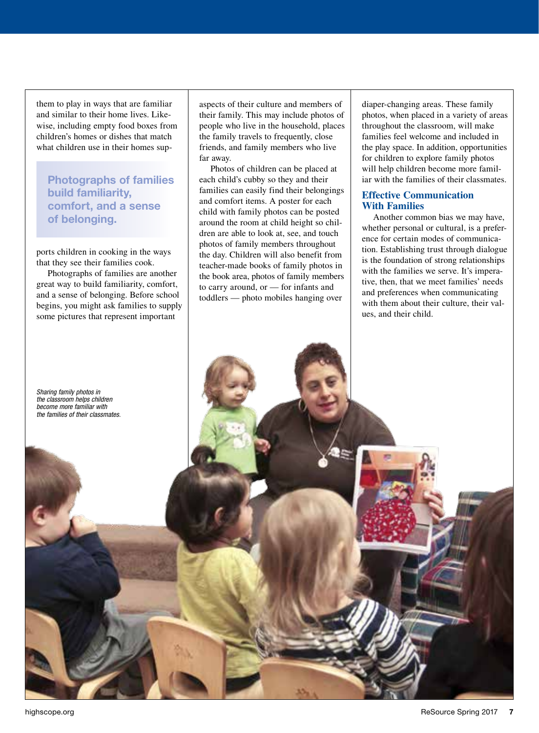them to play in ways that are familiar and similar to their home lives. Likewise, including empty food boxes from children's homes or dishes that match what children use in their homes supports children in cooking in the ways that they see their families cook.

> **Photographs of families build familiarity, comfort, and a sense of belonging.**

Photographs of families are another great way to build familiarity, comfort, and a sense of belonging. Before school begins, you might ask families to supply some pictures that represent important aspects of their culture and members of their family. This may include photos of people who live in the household, places the family travels to frequently, close friends, and family members who live far away.

Photos of children can be placed at each child's cubby so they and their families can easily find their belongings and comfort items. A poster for each child with family photos can be posted around the room at child height so children are able to look at, see, and touch photos of family members throughout the day. Children will also benefit from teacher-made books of family photos in the book area, photos of family members to carry around, or — for infants and toddlers — photo mobiles hanging over diaper-changing areas. These family photos, when placed in a variety of areas throughout the classroom, will make families feel welcome and included in the play space. In addition, opportunities for children to explore family photos will help children become more familiar with the families of their classmates.

### Effective Communication With Families

Another common bias we may have, whether personal or cultural, is a preference for certain modes of communication. Establishing trust through dialogue is the foundation of strong relationships with the families we serve. It's imperative, then, that we meet families' needs and preferences when communicating with them about their culture, their values, and their child.

*Sharing family photos in the classroom helps children become more familiar with the families of their classmates.*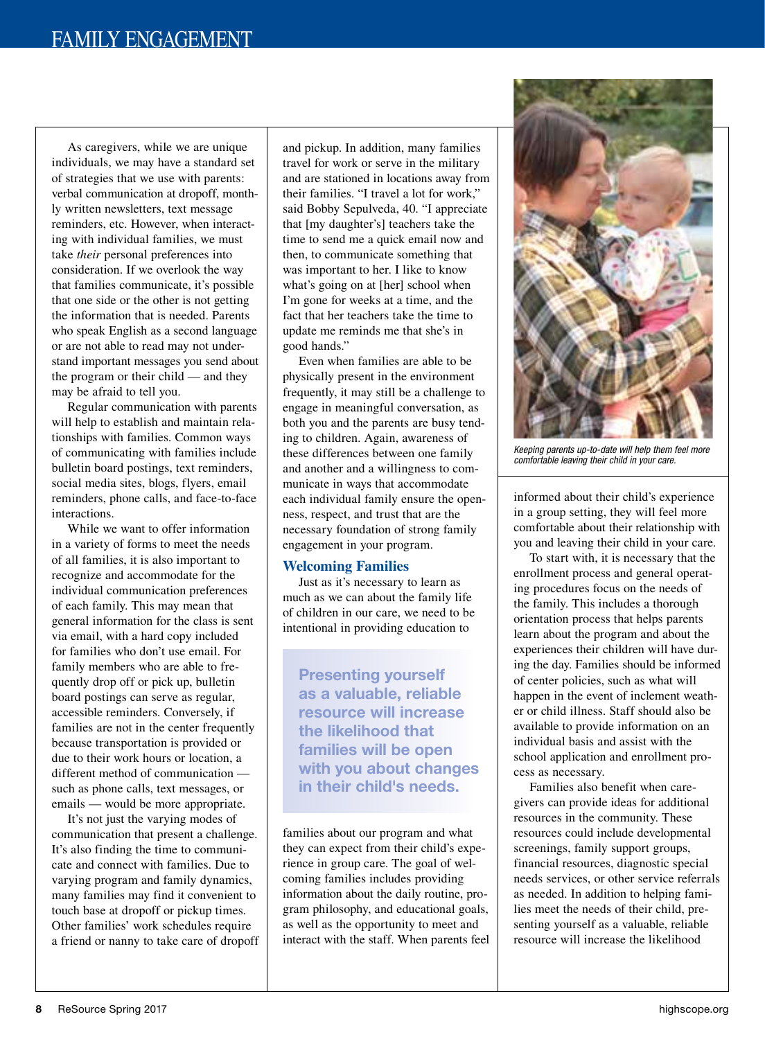As caregivers, while we are unique individuals, we may have a standard set of strategies that we use with parents: verbal communication at dropoff, monthly written newsletters, text message reminders, etc. However, when interacting with individual families, we must take *their* personal preferences into consideration. If we overlook the way that families communicate, it's possible that one side or the other is not getting the information that is needed. Parents who speak English as a second language or are not able to read may not understand important messages you send about the program or their child — and they may be afraid to tell you.

Regular communication with parents will help to establish and maintain relationships with families. Common ways of communicating with families include bulletin board postings, text reminders, social media sites, blogs, flyers, email reminders, phone calls, and face-to-face interactions.

While we want to offer information in a variety of forms to meet the needs of all families, it is also important to recognize and accommodate for the individual communication preferences of each family. This may mean that general information for the class is sent via email, with a hard copy included for families who don't use email. For family members who are able to frequently drop off or pick up, bulletin board postings can serve as regular, accessible reminders. Conversely, if families are not in the center frequently because transportation is provided or due to their work hours or location, a different method of communication — such as phone calls, text messages, or emails — would be more appropriate.

It's not just the varying modes of communication that present a challenge. It's also finding the time to communicate and connect with families. Due to varying program and family dynamics, many families may find it convenient to touch base at dropoff or pickup times. Other families' work schedules require a friend or nanny to take care of dropoff and pickup. In addition, many families travel for work or serve in the military and are stationed in locations away from their families. "I travel a lot for work," said Bobby Sepulveda, 40. "I appreciate that [my daughter's] teachers take the time to send me a quick email now and then, to communicate something that was important to her. I like to know what's going on at [her] school when I'm gone for weeks at a time, and the fact that her teachers take the time to update me reminds me that she's in good hands."

Even when families are able to be physically present in the environment frequently, it may still be a challenge to engage in meaningful conversation, as both you and the parents are busy tending to children. Again, awareness of these differences between one family and another and a willingness to communicate in ways that accommodate each individual family ensure the openness, respect, and trust that are the necessary foundation of strong family engagement in your program.

## Welcoming Families

Just as it's necessary to learn as much as we can about the family life of children in our care, we need to be intentional in providing education to families about our program and what they can expect from their child's experience in group care. The goal of welcoming families includes providing information about the daily routine, program philosophy, and educational goals, as well as the opportunity to meet and interact with the staff. When parents feel informed about their child's experience in a group setting, they will feel more comfortable about their relationship with you and leaving their child in your care.

> **Presenting yourself as a valuable, reliable resource will increase the likelihood that families will be open with you about changes in their child's needs.**

*Keeping parents up-to-date will help them feel more comfortable leaving their child in your care.*

To start with, it is necessary that the enrollment process and general operating procedures focus on the needs of the family. This includes a thorough orientation process that helps parents learn about the program and about the experiences their children will have during the day. Families should be informed of center policies, such as what will happen in the event of inclement weather or child illness. Staff should also be available to provide information on an individual basis and assist with the school application and enrollment process as necessary.

Families also benefit when caregivers can provide ideas for additional resources in the community. These resources could include developmental screenings, family support groups, financial resources, diagnostic special needs services, or other service referrals as needed. In addition to helping families meet the needs of their child, presenting yourself as a valuable, reliable resource will increase the likelihood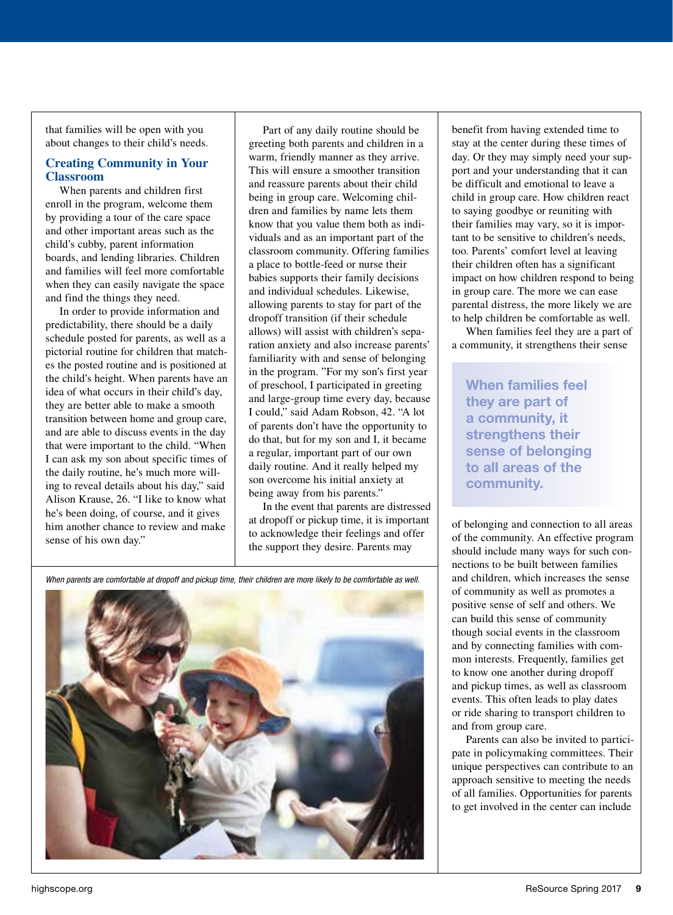that families will be open with you about changes to their child's needs.

## Creating Community in Your Classroom

When parents and children first enroll in the program, welcome them by providing a tour of the care space and other important areas such as the child's cubby, parent information boards, and lending libraries. Children and families will feel more comfortable when they can easily navigate the space and find the things they need.

In order to provide information and predictability, there should be a daily schedule posted for parents, as well as a pictorial routine for children that matches the posted routine and is positioned at the child's height. When parents have an idea of what occurs in their child's day, they are better able to make a smooth transition between home and group care, and are able to discuss events in the day that were important to the child. "When I can ask my son about specific times of the daily routine, he's much more willing to reveal details about his day," said Alison Krause, 26. "I like to know what he's been doing, of course, and it gives him another chance to review and make sense of his own day."

Part of any daily routine should be greeting both parents and children in a warm, friendly manner as they arrive. This will ensure a smoother transition and reassure parents about their child being in group care. Welcoming children and families by name lets them know that you value them both as individuals and as an important part of the classroom community. Offering families a place to bottle-feed or nurse their babies supports their family decisions and individual schedules. Likewise, allowing parents to stay for part of the dropoff transition (if their schedule allows) will assist with children's separation anxiety and also increase parents' familiarity with and sense of belonging in the program. "For my son's first year of preschool, I participated in greeting and large-group time every day, because I could," said Adam Robson, 42. "A lot of parents don't have the opportunity to do that, but for my son and I, it became a regular, important part of our own daily routine. And it really helped my son overcome his initial anxiety at being away from his parents."

In the event that parents are distressed at dropoff or pickup time, it is important to acknowledge their feelings and offer the support they desire. Parents may benefit from having extended time to stay at the center during these times of day. Or they may simply need your support and your understanding that it can be difficult and emotional to leave a child in group care. How children react to saying goodbye or reuniting with their families may vary, so it is important to be sensitive to children's needs, too. Parents' comfort level at leaving their children often has a significant impact on how children respond to being in group care. The more we can ease parental distress, the more likely we are to help children be comfortable as well.

When families feel they are a part of a community, it strengthens their sense of belonging and connection to all areas of the community. An effective program should include many ways for such connections to be built between families and children, which increases the sense of community as well as promotes a positive sense of self and others. We can build this sense of community though social events in the classroom and by connecting families with common interests. Frequently, families get to know one another during dropoff and pickup times, as well as classroom events. This often leads to play dates or ride sharing to transport children to and from group care.

> **When families feel they are part of a community, it strengthens their sense of belonging to all areas of the community.**

*When parents are comfortable at dropoff and pickup time, their children are more likely to be comfortable as well.*

Parents can also be invited to participate in policymaking committees. Their unique perspectives can contribute to an approach sensitive to meeting the needs of all families. Opportunities for parents to get involved in the center can include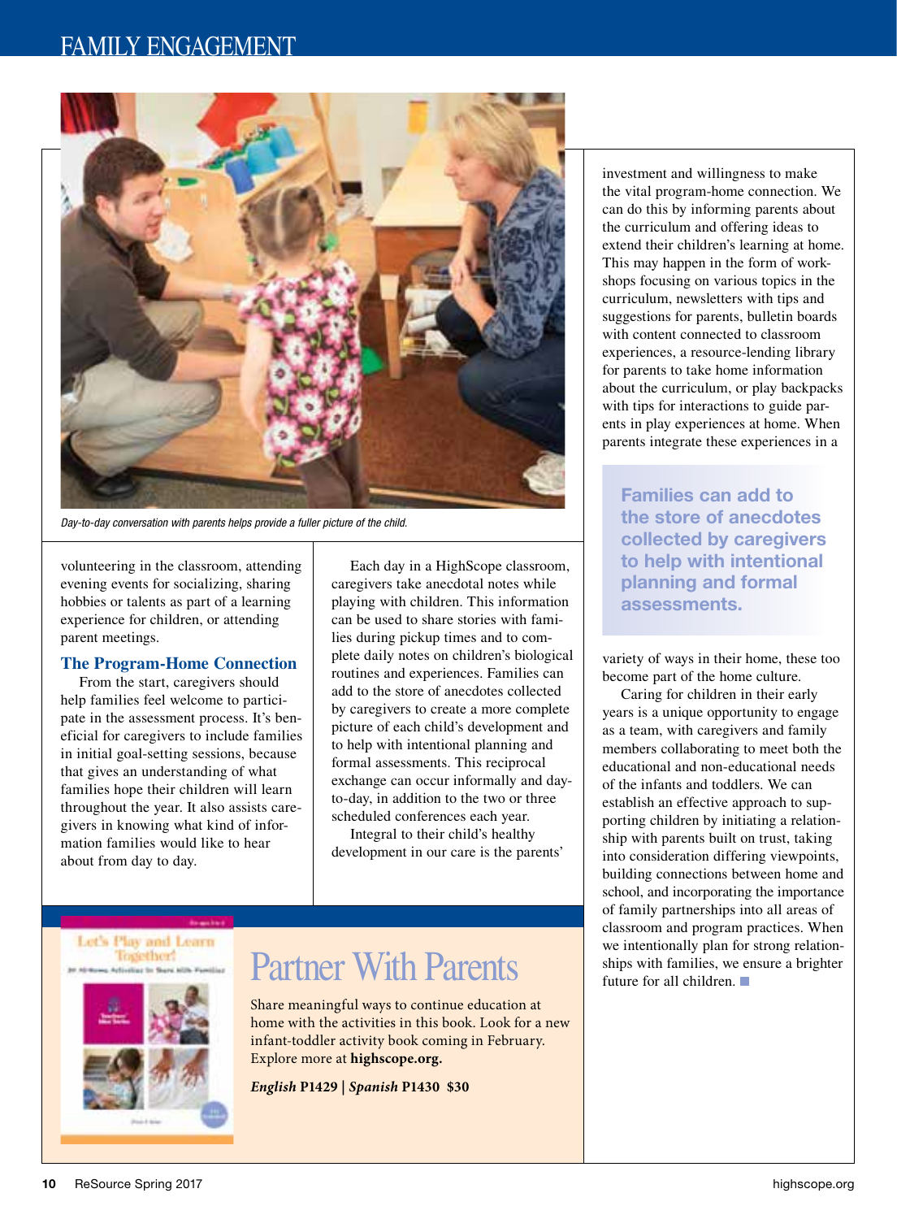Day-to-day conversation with parents helps provide a fuller picture of the child.

volunteering in the classroom, attending evening events for socializing, sharing hobbies or talents as part of a learning experience for children, or attending parent meetings.

## The Program-Home Connection

From the start, caregivers should help families feel welcome to participate in the assessment process. It's beneficial for caregivers to include families in initial goal-setting sessions, because that gives an understanding of what families hope their children will learn throughout the year. It also assists caregivers in knowing what kind of information families would like to hear about from day to day.

Each day in a HighScope classroom, caregivers take anecdotal notes while playing with children. This information can be used to share stories with families during pickup times and to complete daily notes on children's biological routines and experiences. Families can add to the store of anecdotes collected by caregivers to create a more complete picture of each child's development and to help with intentional planning and formal assessments. This reciprocal exchange can occur informally and day-to-day, in addition to the two or three scheduled conferences each year.

Integral to their child's healthy development in our care is the parents' investment and willingness to make the vital program-home connection. We can do this by informing parents about the curriculum and offering ideas to extend their children's learning at home. This may happen in the form of workshops focusing on various topics in the curriculum, newsletters with tips and suggestions for parents, bulletin boards with content connected to classroom experiences, a resource-lending library for parents to take home information about the curriculum, or play backpacks with tips for interactions to guide parents in play experiences at home. When parents integrate these experiences in a variety of ways in their home, these too become part of the home culture.

> **Families can add to the store of anecdotes collected by caregivers to help with intentional planning and formal assessments.**

Caring for children in their early years is a unique opportunity to engage as a team, with caregivers and family members collaborating to meet both the educational and non-educational needs of the infants and toddlers. We can establish an effective approach to supporting children by initiating a relationship with parents built on trust, taking into consideration differing viewpoints, building connections between home and school, and incorporating the importance of family partnerships into all areas of classroom and program practices. When we intentionally plan for strong relationships with families, we ensure a brighter future for all children. ■

## Partner With Parents

Share meaningful ways to continue education at home with the activities in this book. Look for a new infant-toddler activity book coming in February. Explore more at **highscope.org.**

***English* P1429 | *Spanish* P1430 $30**